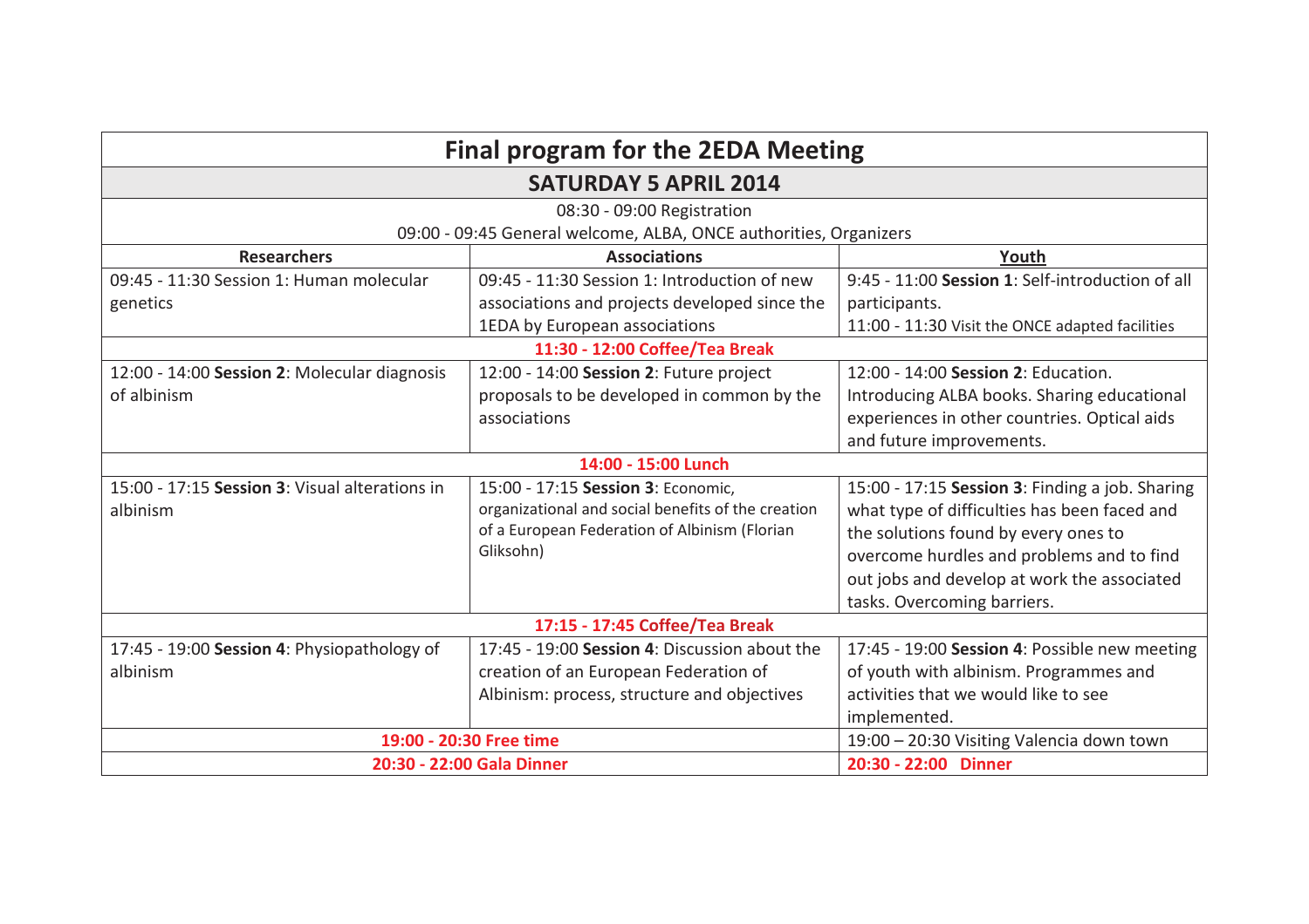# Final program for the 2EDA Meeting

## SATURDAY 5 APRIL 2014

08:30 - 09:00 Registration

09:00 - 09:45 General welcome, ALBA, ONCE authorities, Organizers

| Researchers | Associations | Youth |
|---|---|---|
| 09:45 - 11:30 Session 1: Human molecular genetics | 09:45 - 11:30 Session 1: Introduction of new associations and projects developed since the 1EDA by European associations | 9:45 - 11:00 **Session 1**: Self-introduction of all participants.<br>11:00 - 11:30 Visit the ONCE adapted facilities |
| **11:30 - 12:00 Coffee/Tea Break** | | |
| 12:00 - 14:00 **Session 2**: Molecular diagnosis of albinism | 12:00 - 14:00 **Session 2**: Future project proposals to be developed in common by the associations | 12:00 - 14:00 **Session 2**: Education. Introducing ALBA books. Sharing educational experiences in other countries. Optical aids and future improvements. |
| **14:00 - 15:00 Lunch** | | |
| 15:00 - 17:15 **Session 3**: Visual alterations in albinism | 15:00 - 17:15 **Session 3**: Economic, organizational and social benefits of the creation of a European Federation of Albinism (Florian Gliksohn) | 15:00 - 17:15 **Session 3**: Finding a job. Sharing what type of difficulties has been faced and the solutions found by every ones to overcome hurdles and problems and to find out jobs and develop at work the associated tasks. Overcoming barriers. |
| **17:15 - 17:45 Coffee/Tea Break** | | |
| 17:45 - 19:00 **Session 4**: Physiopathology of albinism | 17:45 - 19:00 **Session 4**: Discussion about the creation of an European Federation of Albinism: process, structure and objectives | 17:45 - 19:00 **Session 4**: Possible new meeting of youth with albinism. Programmes and activities that we would like to see implemented. |
| **19:00 - 20:30 Free time** | | 19:00 – 20:30 Visiting Valencia down town |
| **20:30 - 22:00 Gala Dinner** | | **20:30 - 22:00 Dinner** |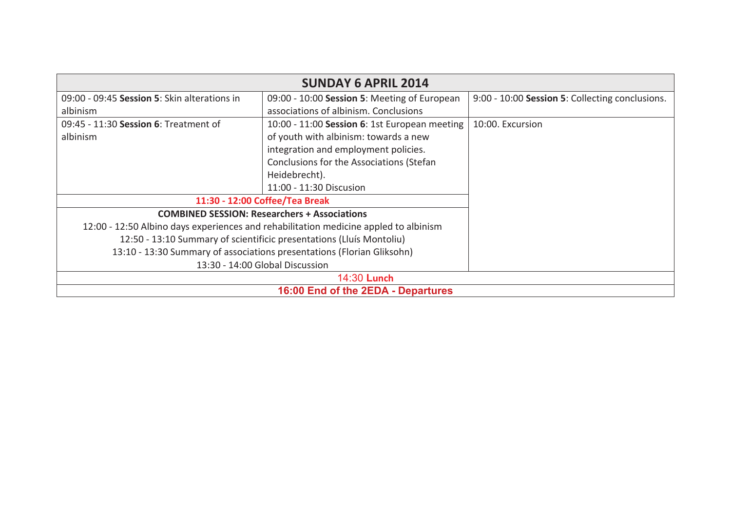| SUNDAY 6 APRIL 2014 | | |
|---|---|---|
| 09:00 - 09:45 **Session 5**: Skin alterations in albinism | 09:00 - 10:00 **Session 5**: Meeting of European associations of albinism. Conclusions | 9:00 - 10:00 **Session 5**: Collecting conclusions. |
| 09:45 - 11:30 **Session 6**: Treatment of albinism | 10:00 - 11:00 **Session 6**: 1st European meeting of youth with albinism: towards a new integration and employment policies. Conclusions for the Associations (Stefan Heidebrecht).<br>11:00 - 11:30 Discusion | 10:00. Excursion |
| **11:30 - 12:00 Coffee/Tea Break** | | |
| **COMBINED SESSION: Researchers + Associations**<br>12:00 - 12:50 Albino days experiences and rehabilitation medicine appled to albinism<br>12:50 - 13:10 Summary of scientificic presentations (Lluís Montoliu)<br>13:10 - 13:30 Summary of associations presentations (Florian Gliksohn)<br>13:30 - 14:00 Global Discussion | | |
| 14:30 **Lunch** | | |
| **16:00 End of the 2EDA - Departures** | | |